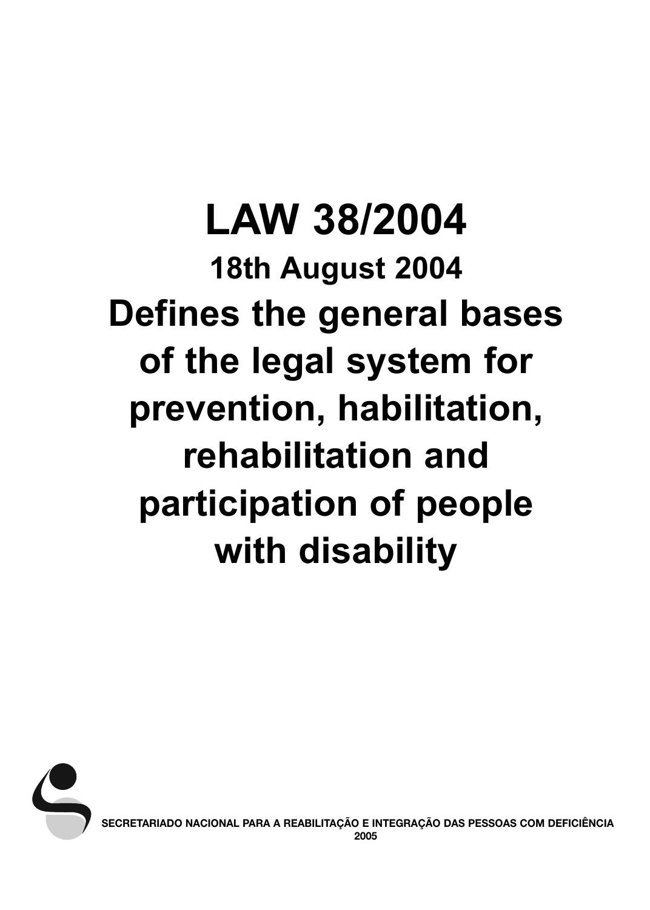# LAW 38/2004

## 18th August 2004

## Defines the general bases of the legal system for prevention, habilitation, rehabilitation and participation of people with disability

SECRETARIADO NACIONAL PARA A REABILITAÇÃO E INTEGRAÇÃO DAS PESSOAS COM DEFICIÊNCIA
2005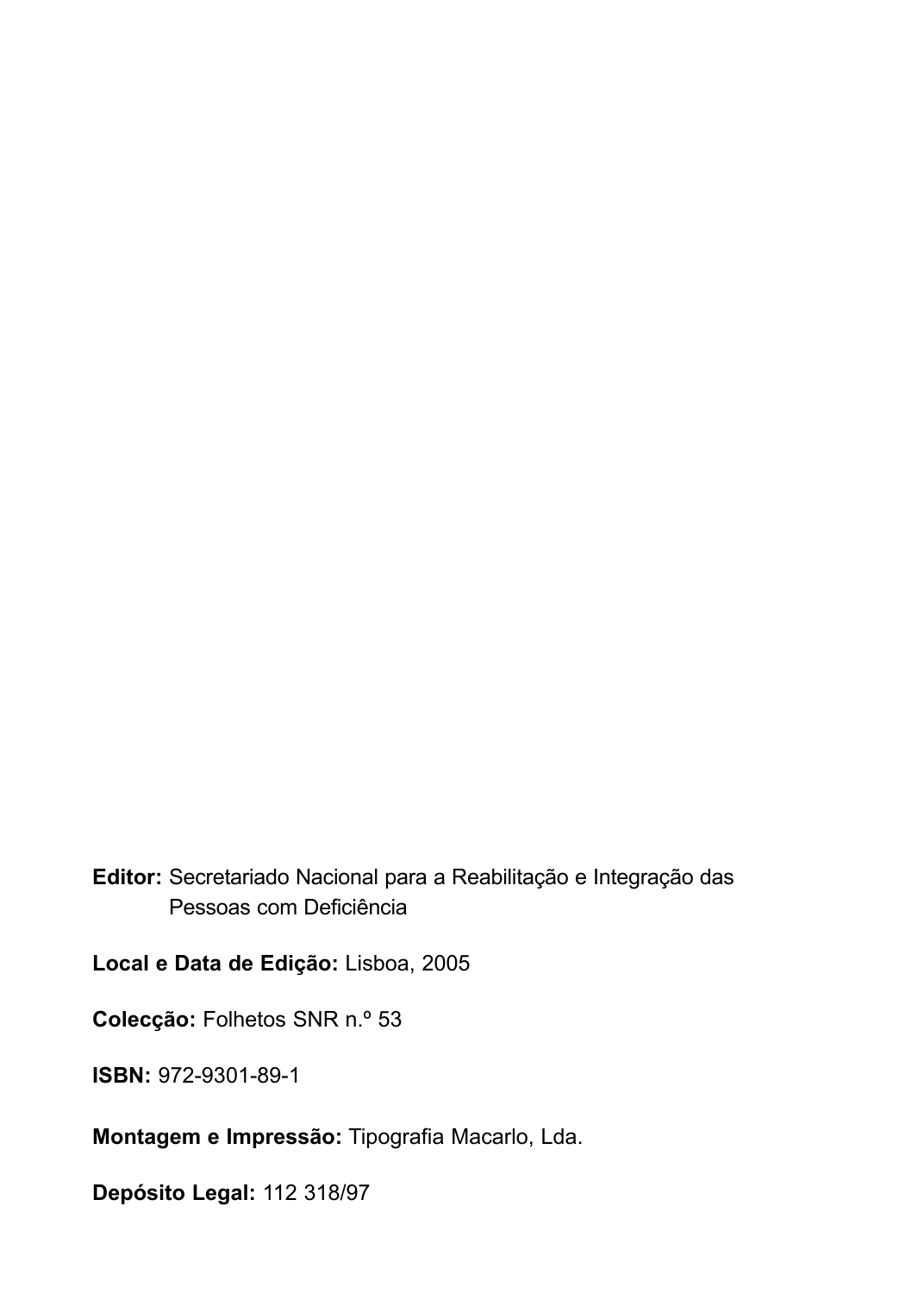**Editor:** Secretariado Nacional para a Reabilitação e Integração das Pessoas com Deficiência

**Local e Data de Edição:** Lisboa, 2005

**Colecção:** Folhetos SNR n.º 53

**ISBN:** 972-9301-89-1

**Montagem e Impressão:** Tipografia Macarlo, Lda.

**Depósito Legal:** 112 318/97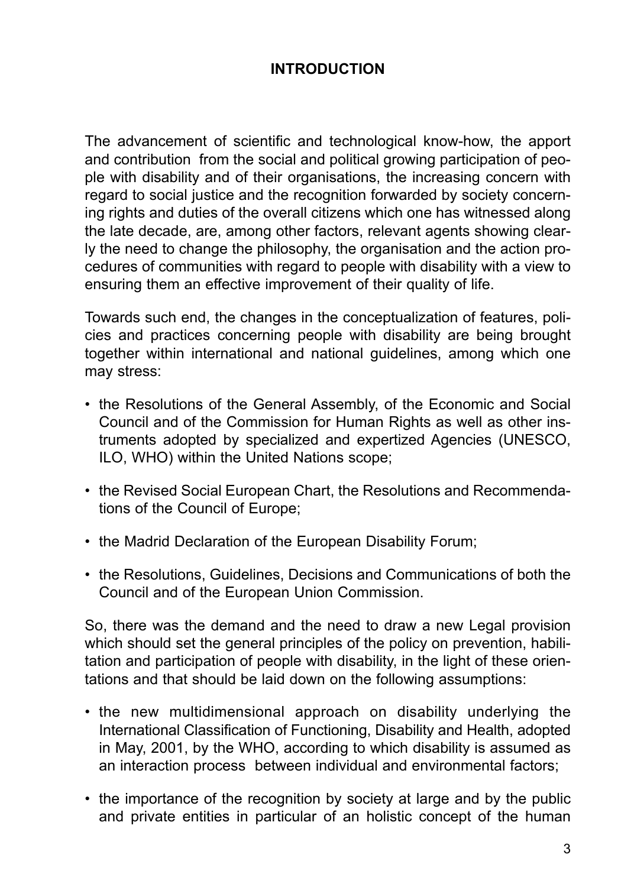# INTRODUCTION

The advancement of scientific and technological know-how, the apport and contribution from the social and political growing participation of people with disability and of their organisations, the increasing concern with regard to social justice and the recognition forwarded by society concerning rights and duties of the overall citizens which one has witnessed along the late decade, are, among other factors, relevant agents showing clearly the need to change the philosophy, the organisation and the action procedures of communities with regard to people with disability with a view to ensuring them an effective improvement of their quality of life.

Towards such end, the changes in the conceptualization of features, policies and practices concerning people with disability are being brought together within international and national guidelines, among which one may stress:

- the Resolutions of the General Assembly, of the Economic and Social Council and of the Commission for Human Rights as well as other instruments adopted by specialized and expertized Agencies (UNESCO, ILO, WHO) within the United Nations scope;
- the Revised Social European Chart, the Resolutions and Recommendations of the Council of Europe;
- the Madrid Declaration of the European Disability Forum;
- the Resolutions, Guidelines, Decisions and Communications of both the Council and of the European Union Commission.

So, there was the demand and the need to draw a new Legal provision which should set the general principles of the policy on prevention, habilitation and participation of people with disability, in the light of these orientations and that should be laid down on the following assumptions:

- the new multidimensional approach on disability underlying the International Classification of Functioning, Disability and Health, adopted in May, 2001, by the WHO, according to which disability is assumed as an interaction process between individual and environmental factors;
- the importance of the recognition by society at large and by the public and private entities in particular of an holistic concept of the human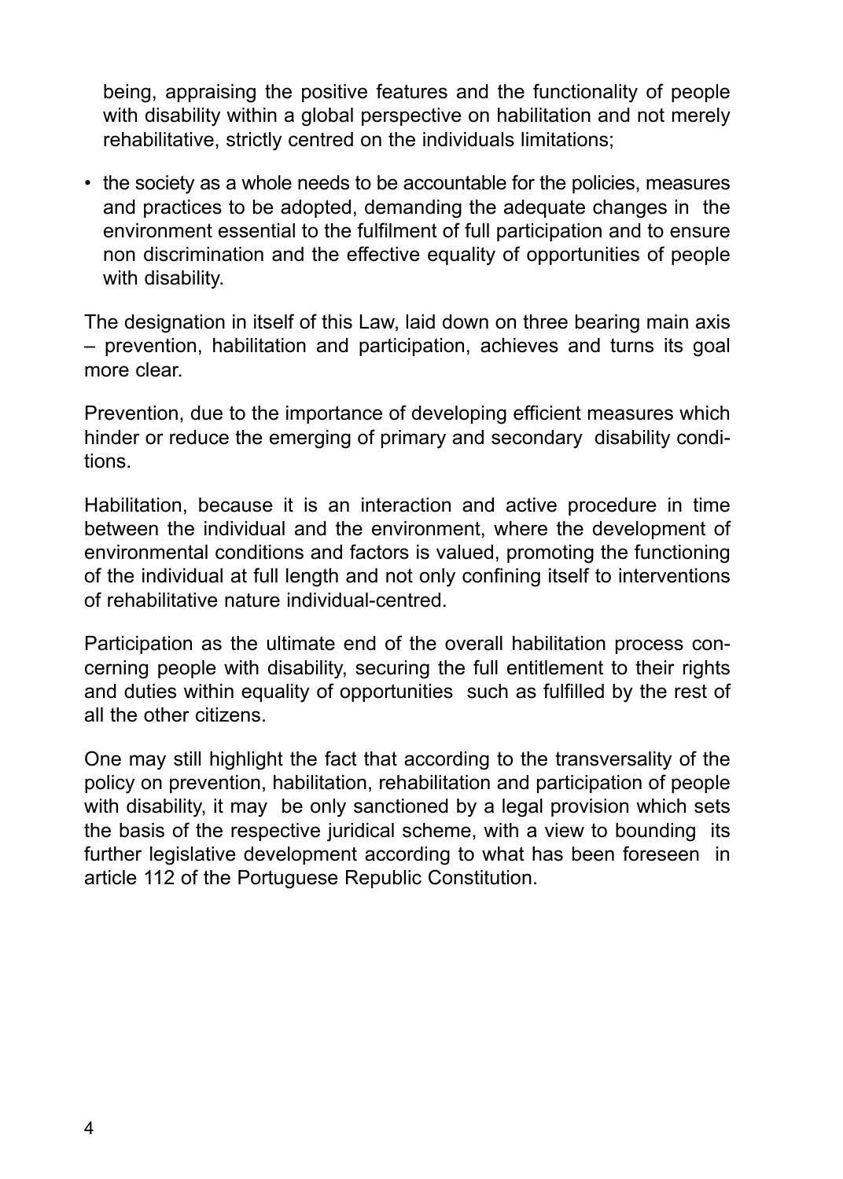being, appraising the positive features and the functionality of people with disability within a global perspective on habilitation and not merely rehabilitative, strictly centred on the individuals limitations;

- the society as a whole needs to be accountable for the policies, measures and practices to be adopted, demanding the adequate changes in the environment essential to the fulfilment of full participation and to ensure non discrimination and the effective equality of opportunities of people with disability.

The designation in itself of this Law, laid down on three bearing main axis – prevention, habilitation and participation, achieves and turns its goal more clear.

Prevention, due to the importance of developing efficient measures which hinder or reduce the emerging of primary and secondary disability conditions.

Habilitation, because it is an interaction and active procedure in time between the individual and the environment, where the development of environmental conditions and factors is valued, promoting the functioning of the individual at full length and not only confining itself to interventions of rehabilitative nature individual-centred.

Participation as the ultimate end of the overall habilitation process concerning people with disability, securing the full entitlement to their rights and duties within equality of opportunities such as fulfilled by the rest of all the other citizens.

One may still highlight the fact that according to the transversality of the policy on prevention, habilitation, rehabilitation and participation of people with disability, it may be only sanctioned by a legal provision which sets the basis of the respective juridical scheme, with a view to bounding its further legislative development according to what has been foreseen in article 112 of the Portuguese Republic Constitution.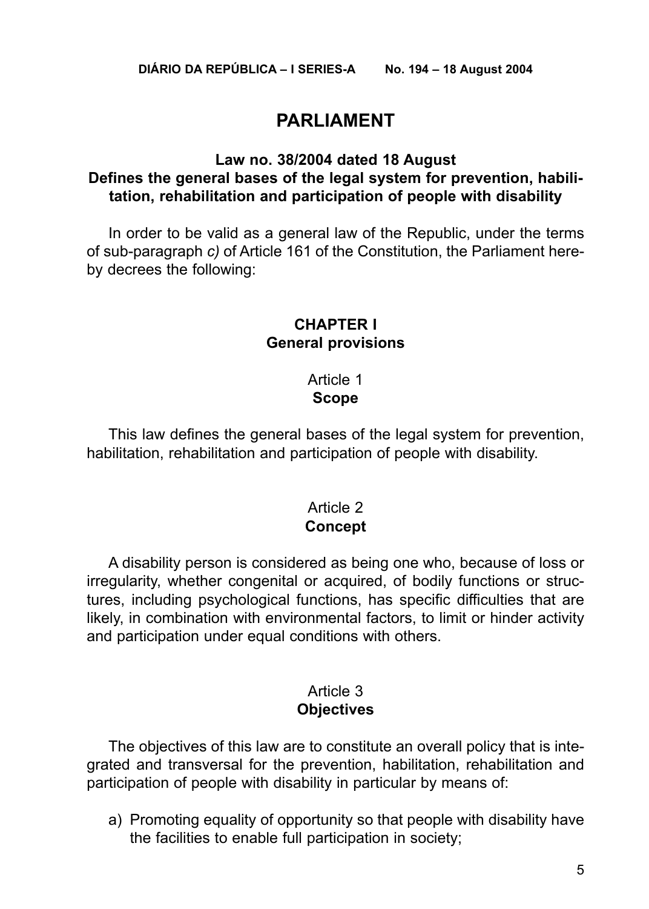# PARLIAMENT

## Law no. 38/2004 dated 18 August
## Defines the general bases of the legal system for prevention, habilitation, rehabilitation and participation of people with disability

In order to be valid as a general law of the Republic, under the terms of sub-paragraph *c)* of Article 161 of the Constitution, the Parliament hereby decrees the following:

### CHAPTER I
### General provisions

Article 1
**Scope**

This law defines the general bases of the legal system for prevention, habilitation, rehabilitation and participation of people with disability.

Article 2
**Concept**

A disability person is considered as being one who, because of loss or irregularity, whether congenital or acquired, of bodily functions or structures, including psychological functions, has specific difficulties that are likely, in combination with environmental factors, to limit or hinder activity and participation under equal conditions with others.

Article 3
**Objectives**

The objectives of this law are to constitute an overall policy that is integrated and transversal for the prevention, habilitation, rehabilitation and participation of people with disability in particular by means of:

a) Promoting equality of opportunity so that people with disability have the facilities to enable full participation in society;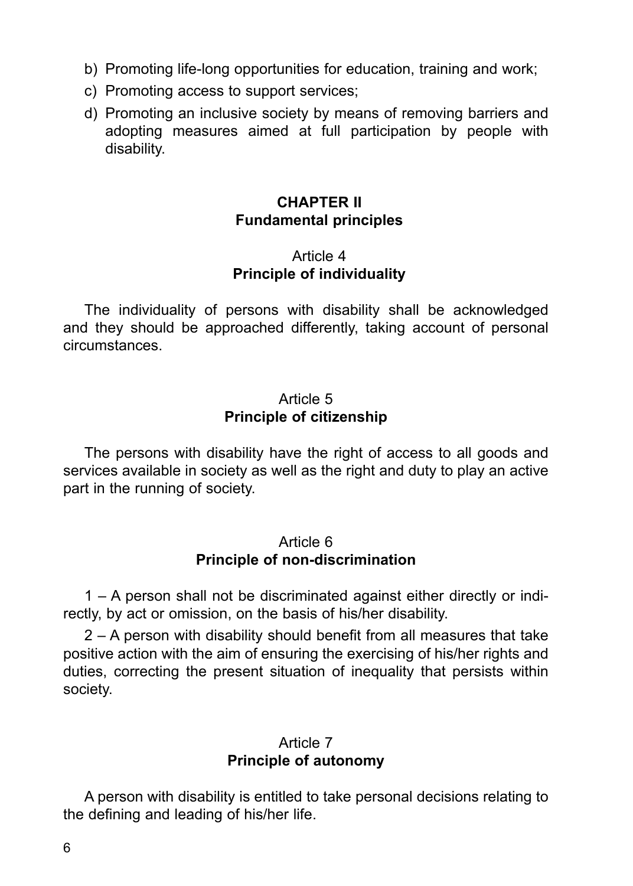b) Promoting life-long opportunities for education, training and work;
c) Promoting access to support services;
d) Promoting an inclusive society by means of removing barriers and adopting measures aimed at full participation by people with disability.

## CHAPTER II
## Fundamental principles

### Article 4
### Principle of individuality

The individuality of persons with disability shall be acknowledged and they should be approached differently, taking account of personal circumstances.

### Article 5
### Principle of citizenship

The persons with disability have the right of access to all goods and services available in society as well as the right and duty to play an active part in the running of society.

### Article 6
### Principle of non-discrimination

1 – A person shall not be discriminated against either directly or indirectly, by act or omission, on the basis of his/her disability.

2 – A person with disability should benefit from all measures that take positive action with the aim of ensuring the exercising of his/her rights and duties, correcting the present situation of inequality that persists within society.

### Article 7
### Principle of autonomy

A person with disability is entitled to take personal decisions relating to the defining and leading of his/her life.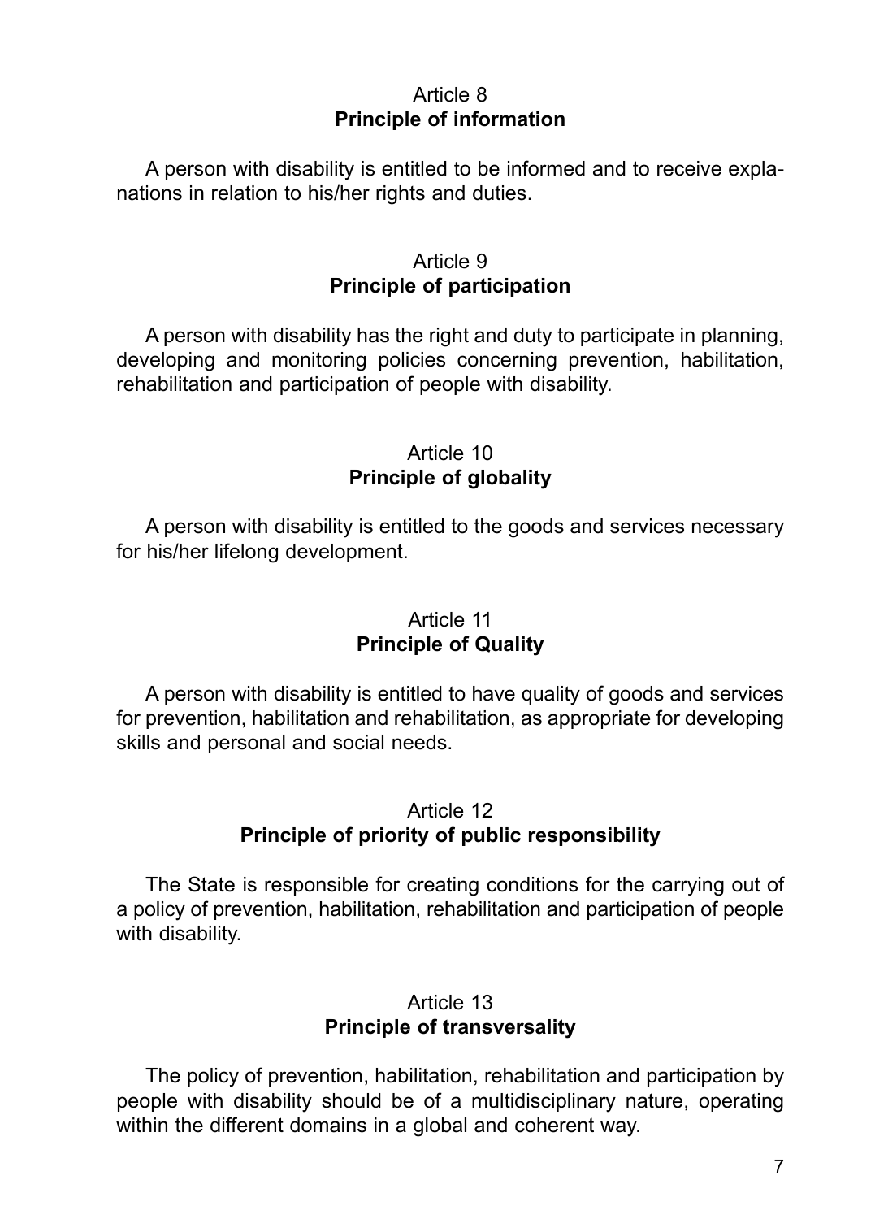### Article 8
### **Principle of information**

A person with disability is entitled to be informed and to receive explanations in relation to his/her rights and duties.

### Article 9
### **Principle of participation**

A person with disability has the right and duty to participate in planning, developing and monitoring policies concerning prevention, habilitation, rehabilitation and participation of people with disability.

### Article 10
### **Principle of globality**

A person with disability is entitled to the goods and services necessary for his/her lifelong development.

### Article 11
### **Principle of Quality**

A person with disability is entitled to have quality of goods and services for prevention, habilitation and rehabilitation, as appropriate for developing skills and personal and social needs.

### Article 12
### **Principle of priority of public responsibility**

The State is responsible for creating conditions for the carrying out of a policy of prevention, habilitation, rehabilitation and participation of people with disability.

### Article 13
### **Principle of transversality**

The policy of prevention, habilitation, rehabilitation and participation by people with disability should be of a multidisciplinary nature, operating within the different domains in a global and coherent way.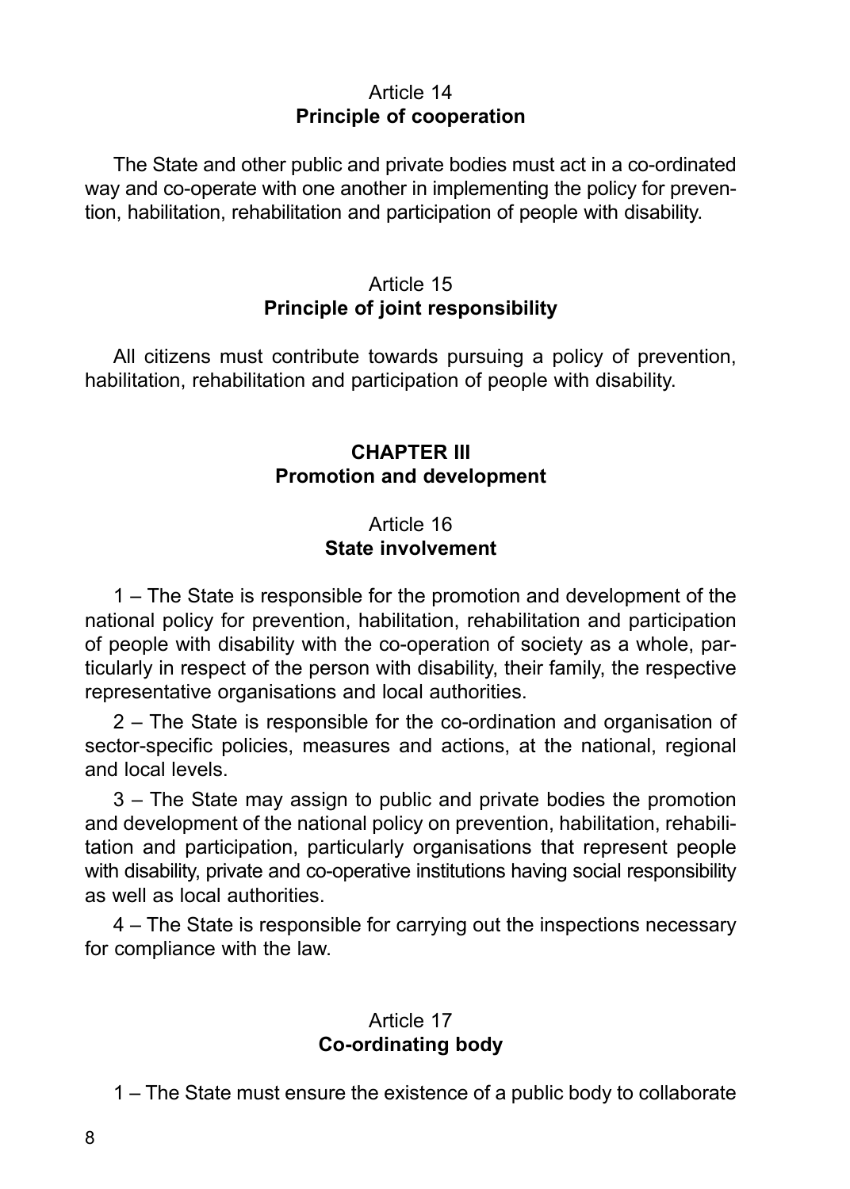### Article 14
**Principle of cooperation**

The State and other public and private bodies must act in a co-ordinated way and co-operate with one another in implementing the policy for prevention, habilitation, rehabilitation and participation of people with disability.

### Article 15
**Principle of joint responsibility**

All citizens must contribute towards pursuing a policy of prevention, habilitation, rehabilitation and participation of people with disability.

## CHAPTER III
**Promotion and development**

### Article 16
**State involvement**

1 – The State is responsible for the promotion and development of the national policy for prevention, habilitation, rehabilitation and participation of people with disability with the co-operation of society as a whole, particularly in respect of the person with disability, their family, the respective representative organisations and local authorities.

2 – The State is responsible for the co-ordination and organisation of sector-specific policies, measures and actions, at the national, regional and local levels.

3 – The State may assign to public and private bodies the promotion and development of the national policy on prevention, habilitation, rehabilitation and participation, particularly organisations that represent people with disability, private and co-operative institutions having social responsibility as well as local authorities.

4 – The State is responsible for carrying out the inspections necessary for compliance with the law.

### Article 17
**Co-ordinating body**

1 – The State must ensure the existence of a public body to collaborate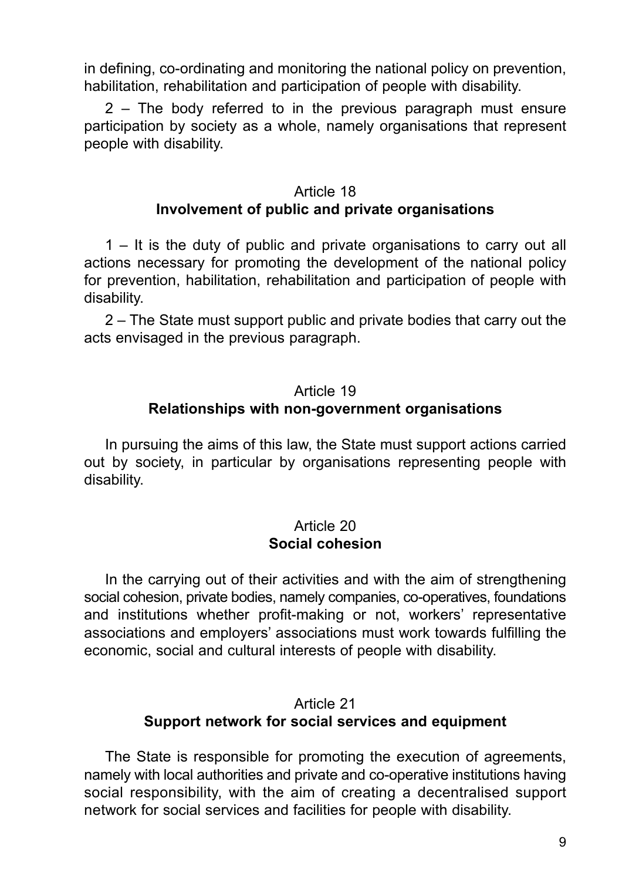in defining, co-ordinating and monitoring the national policy on prevention, habilitation, rehabilitation and participation of people with disability.

2 – The body referred to in the previous paragraph must ensure participation by society as a whole, namely organisations that represent people with disability.

### Article 18
### Involvement of public and private organisations

1 – It is the duty of public and private organisations to carry out all actions necessary for promoting the development of the national policy for prevention, habilitation, rehabilitation and participation of people with disability.

2 – The State must support public and private bodies that carry out the acts envisaged in the previous paragraph.

### Article 19
### Relationships with non-government organisations

In pursuing the aims of this law, the State must support actions carried out by society, in particular by organisations representing people with disability.

### Article 20
### Social cohesion

In the carrying out of their activities and with the aim of strengthening social cohesion, private bodies, namely companies, co-operatives, foundations and institutions whether profit-making or not, workers' representative associations and employers' associations must work towards fulfilling the economic, social and cultural interests of people with disability.

### Article 21
### Support network for social services and equipment

The State is responsible for promoting the execution of agreements, namely with local authorities and private and co-operative institutions having social responsibility, with the aim of creating a decentralised support network for social services and facilities for people with disability.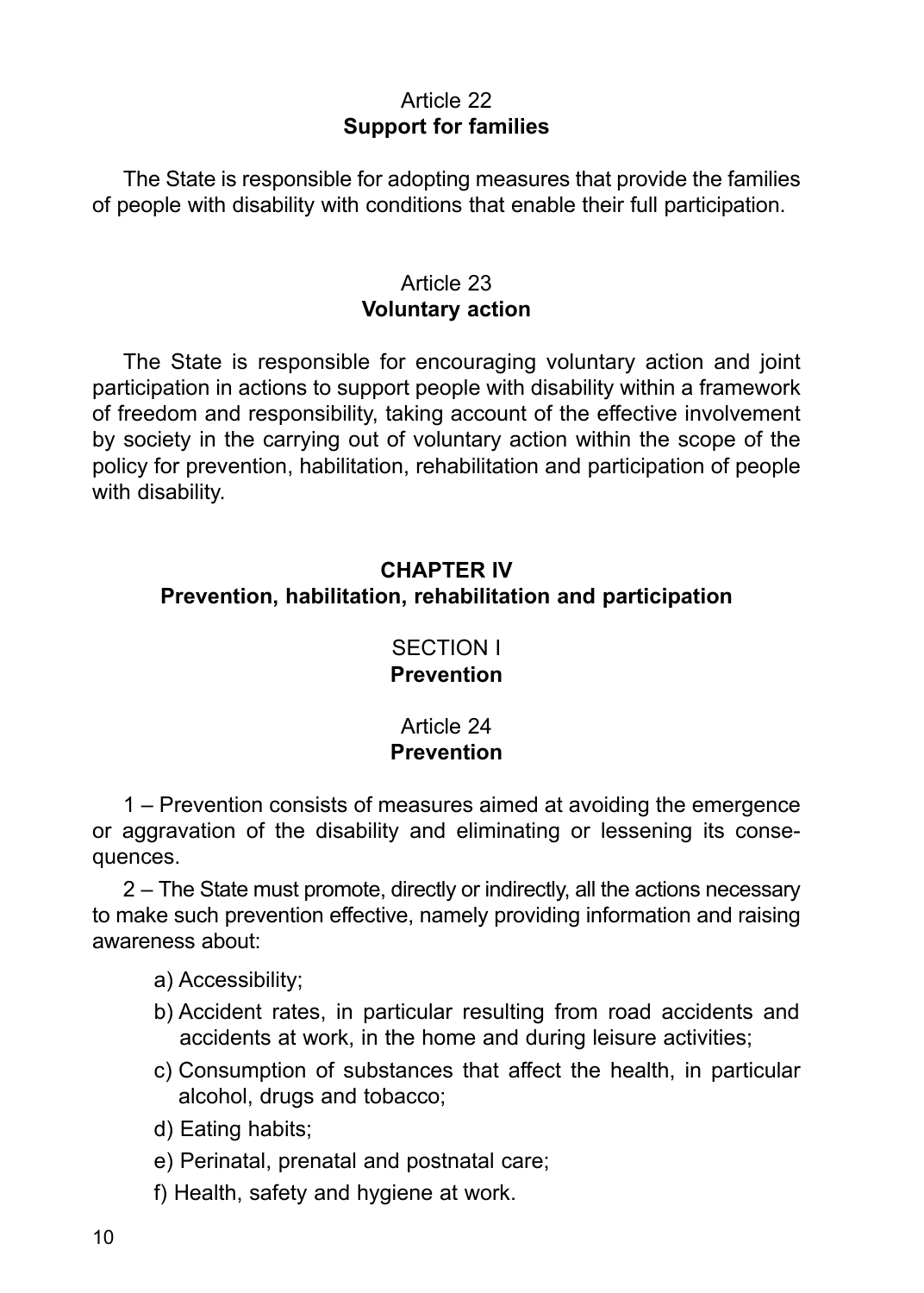### Article 22
### **Support for families**

The State is responsible for adopting measures that provide the families of people with disability with conditions that enable their full participation.

### Article 23
### **Voluntary action**

The State is responsible for encouraging voluntary action and joint participation in actions to support people with disability within a framework of freedom and responsibility, taking account of the effective involvement by society in the carrying out of voluntary action within the scope of the policy for prevention, habilitation, rehabilitation and participation of people with disability.

## **CHAPTER IV**
## **Prevention, habilitation, rehabilitation and participation**

### SECTION I
### **Prevention**

### Article 24
### **Prevention**

1 – Prevention consists of measures aimed at avoiding the emergence or aggravation of the disability and eliminating or lessening its consequences.

2 – The State must promote, directly or indirectly, all the actions necessary to make such prevention effective, namely providing information and raising awareness about:

a) Accessibility;

b) Accident rates, in particular resulting from road accidents and accidents at work, in the home and during leisure activities;

c) Consumption of substances that affect the health, in particular alcohol, drugs and tobacco;

d) Eating habits;

e) Perinatal, prenatal and postnatal care;

f) Health, safety and hygiene at work.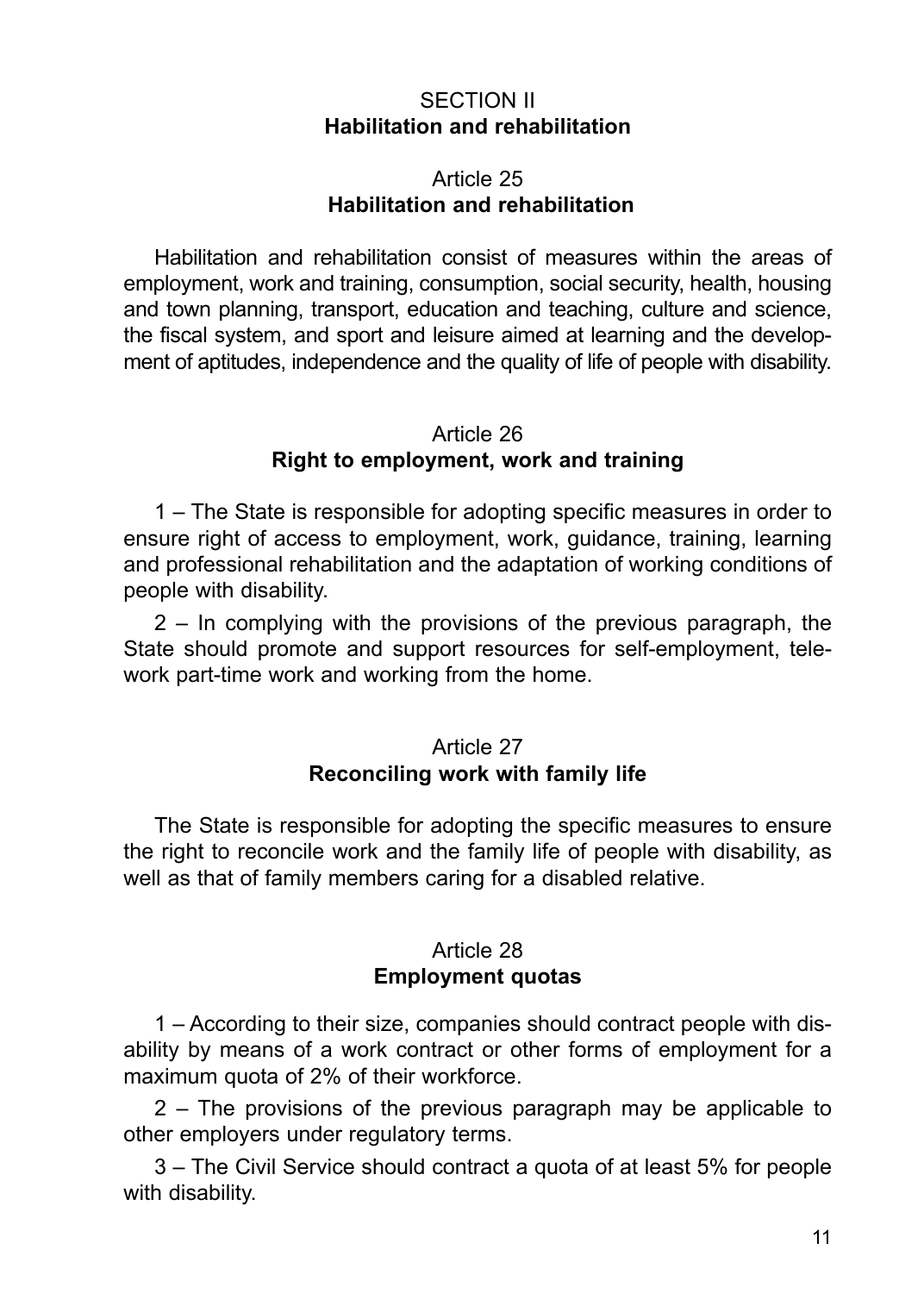## SECTION II
## Habilitation and rehabilitation

### Article 25
### Habilitation and rehabilitation

Habilitation and rehabilitation consist of measures within the areas of employment, work and training, consumption, social security, health, housing and town planning, transport, education and teaching, culture and science, the fiscal system, and sport and leisure aimed at learning and the development of aptitudes, independence and the quality of life of people with disability.

### Article 26
### Right to employment, work and training

1 – The State is responsible for adopting specific measures in order to ensure right of access to employment, work, guidance, training, learning and professional rehabilitation and the adaptation of working conditions of people with disability.

2 – In complying with the provisions of the previous paragraph, the State should promote and support resources for self-employment, telework part-time work and working from the home.

### Article 27
### Reconciling work with family life

The State is responsible for adopting the specific measures to ensure the right to reconcile work and the family life of people with disability, as well as that of family members caring for a disabled relative.

### Article 28
### Employment quotas

1 – According to their size, companies should contract people with disability by means of a work contract or other forms of employment for a maximum quota of 2% of their workforce.

2 – The provisions of the previous paragraph may be applicable to other employers under regulatory terms.

3 – The Civil Service should contract a quota of at least 5% for people with disability.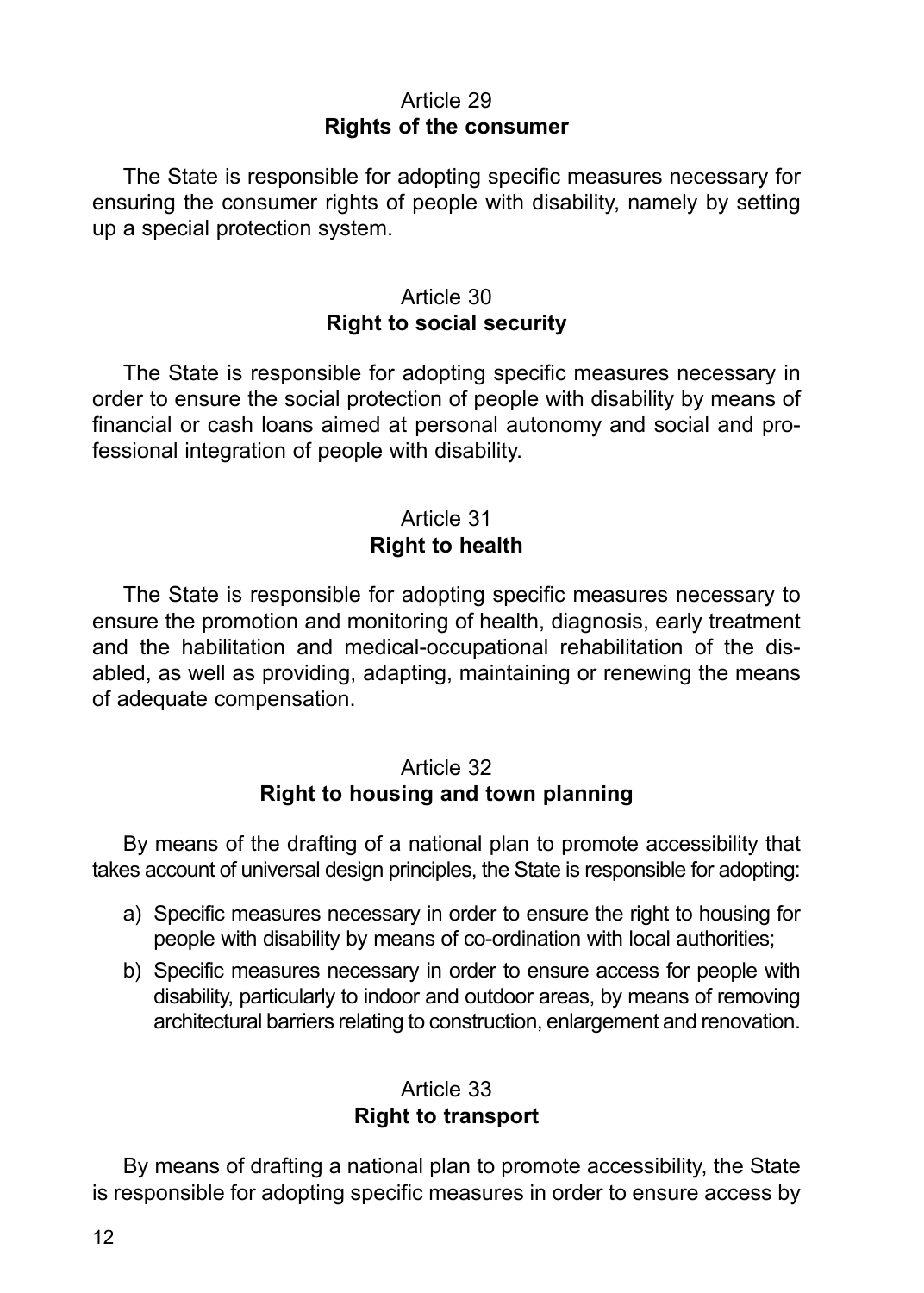## Article 29
**Rights of the consumer**

The State is responsible for adopting specific measures necessary for ensuring the consumer rights of people with disability, namely by setting up a special protection system.

## Article 30
**Right to social security**

The State is responsible for adopting specific measures necessary in order to ensure the social protection of people with disability by means of financial or cash loans aimed at personal autonomy and social and professional integration of people with disability.

## Article 31
**Right to health**

The State is responsible for adopting specific measures necessary to ensure the promotion and monitoring of health, diagnosis, early treatment and the habilitation and medical-occupational rehabilitation of the disabled, as well as providing, adapting, maintaining or renewing the means of adequate compensation.

## Article 32
**Right to housing and town planning**

By means of the drafting of a national plan to promote accessibility that takes account of universal design principles, the State is responsible for adopting:

a) Specific measures necessary in order to ensure the right to housing for people with disability by means of co-ordination with local authorities;
b) Specific measures necessary in order to ensure access for people with disability, particularly to indoor and outdoor areas, by means of removing architectural barriers relating to construction, enlargement and renovation.

## Article 33
**Right to transport**

By means of drafting a national plan to promote accessibility, the State is responsible for adopting specific measures in order to ensure access by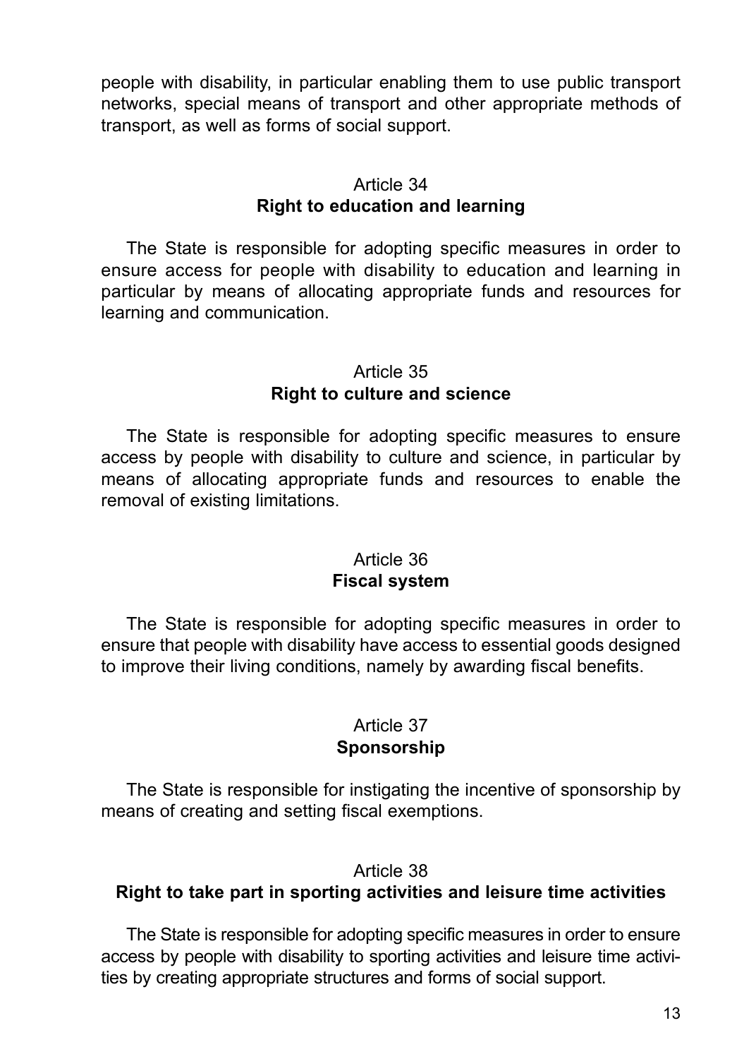people with disability, in particular enabling them to use public transport networks, special means of transport and other appropriate methods of transport, as well as forms of social support.

### Article 34
### Right to education and learning

The State is responsible for adopting specific measures in order to ensure access for people with disability to education and learning in particular by means of allocating appropriate funds and resources for learning and communication.

### Article 35
### Right to culture and science

The State is responsible for adopting specific measures to ensure access by people with disability to culture and science, in particular by means of allocating appropriate funds and resources to enable the removal of existing limitations.

### Article 36
### Fiscal system

The State is responsible for adopting specific measures in order to ensure that people with disability have access to essential goods designed to improve their living conditions, namely by awarding fiscal benefits.

### Article 37
### Sponsorship

The State is responsible for instigating the incentive of sponsorship by means of creating and setting fiscal exemptions.

### Article 38
### Right to take part in sporting activities and leisure time activities

The State is responsible for adopting specific measures in order to ensure access by people with disability to sporting activities and leisure time activities by creating appropriate structures and forms of social support.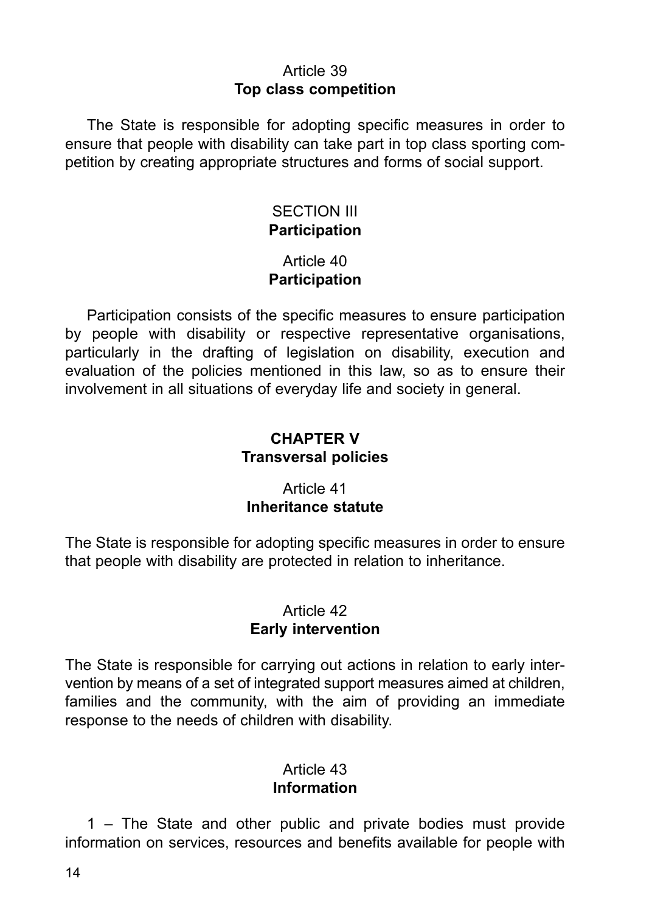### Article 39
### **Top class competition**

The State is responsible for adopting specific measures in order to ensure that people with disability can take part in top class sporting competition by creating appropriate structures and forms of social support.

## SECTION III
## **Participation**

### Article 40
### **Participation**

Participation consists of the specific measures to ensure participation by people with disability or respective representative organisations, particularly in the drafting of legislation on disability, execution and evaluation of the policies mentioned in this law, so as to ensure their involvement in all situations of everyday life and society in general.

# **CHAPTER V**
# **Transversal policies**

### Article 41
### **Inheritance statute**

The State is responsible for adopting specific measures in order to ensure that people with disability are protected in relation to inheritance.

### Article 42
### **Early intervention**

The State is responsible for carrying out actions in relation to early intervention by means of a set of integrated support measures aimed at children, families and the community, with the aim of providing an immediate response to the needs of children with disability.

### Article 43
### **Information**

1 – The State and other public and private bodies must provide information on services, resources and benefits available for people with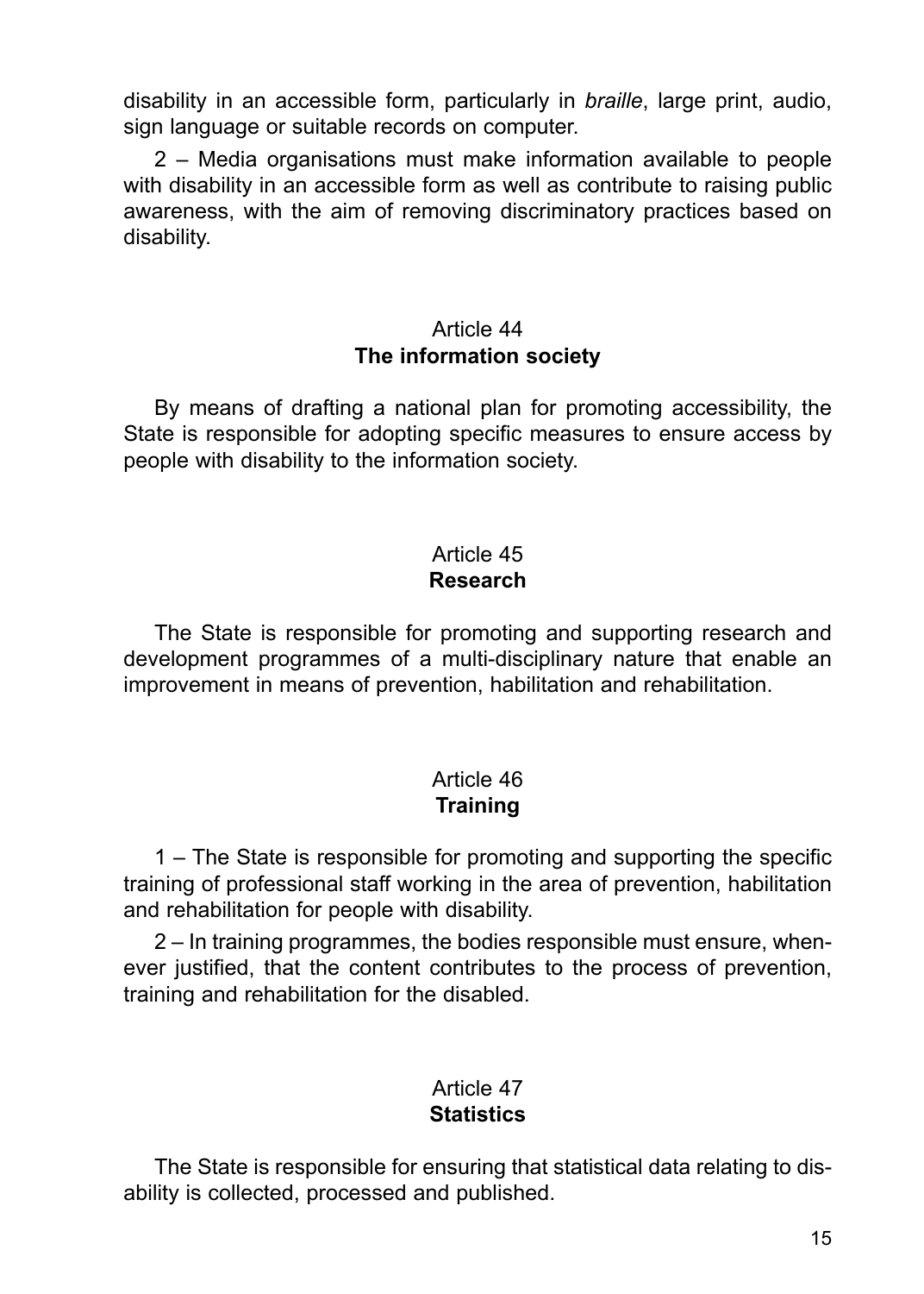disability in an accessible form, particularly in *braille*, large print, audio, sign language or suitable records on computer.

2 – Media organisations must make information available to people with disability in an accessible form as well as contribute to raising public awareness, with the aim of removing discriminatory practices based on disability.

### Article 44
**The information society**

By means of drafting a national plan for promoting accessibility, the State is responsible for adopting specific measures to ensure access by people with disability to the information society.

### Article 45
**Research**

The State is responsible for promoting and supporting research and development programmes of a multi-disciplinary nature that enable an improvement in means of prevention, habilitation and rehabilitation.

### Article 46
**Training**

1 – The State is responsible for promoting and supporting the specific training of professional staff working in the area of prevention, habilitation and rehabilitation for people with disability.

2 – In training programmes, the bodies responsible must ensure, whenever justified, that the content contributes to the process of prevention, training and rehabilitation for the disabled.

### Article 47
**Statistics**

The State is responsible for ensuring that statistical data relating to disability is collected, processed and published.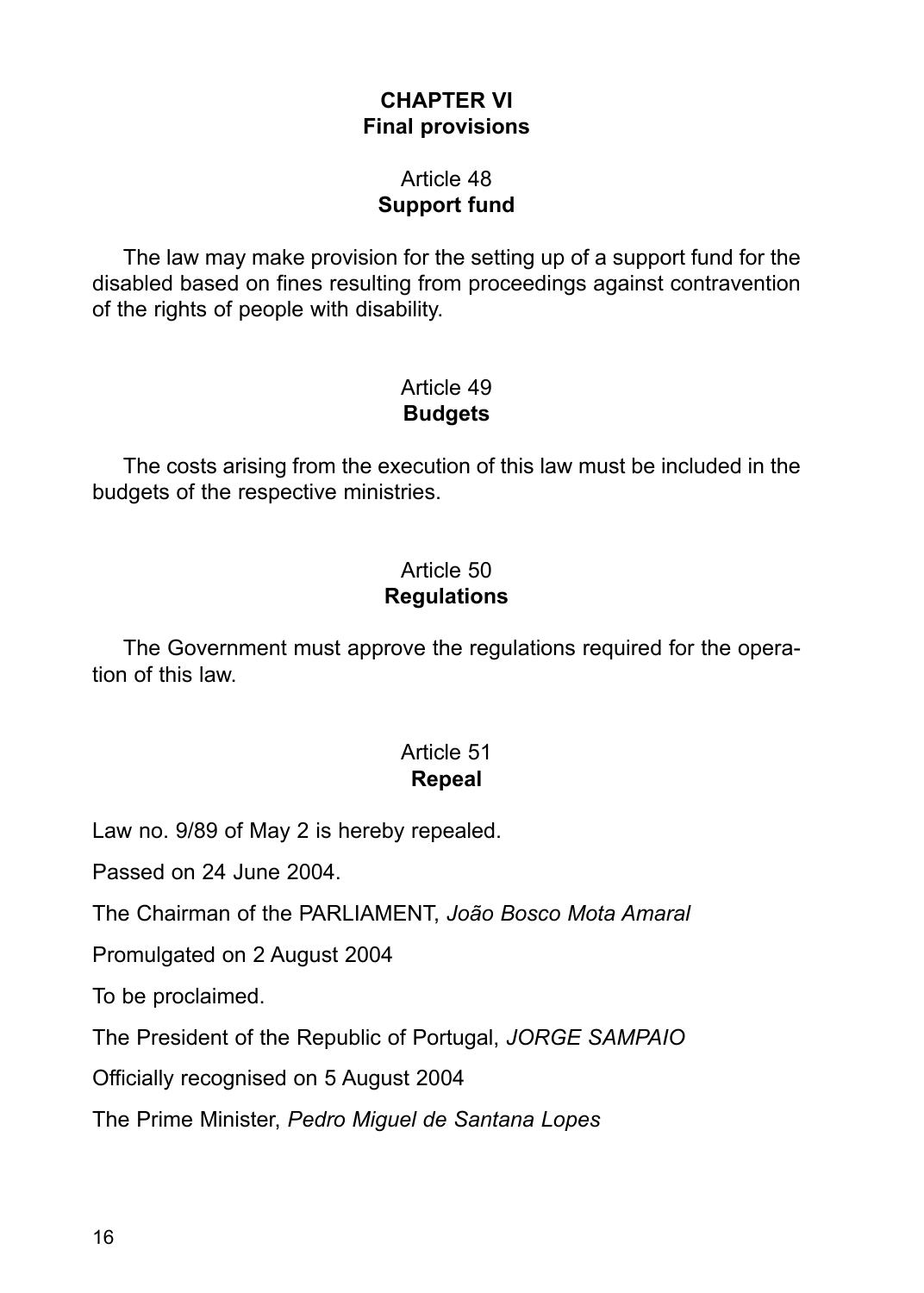## CHAPTER VI
## Final provisions

### Article 48
### Support fund

The law may make provision for the setting up of a support fund for the disabled based on fines resulting from proceedings against contravention of the rights of people with disability.

### Article 49
### Budgets

The costs arising from the execution of this law must be included in the budgets of the respective ministries.

### Article 50
### Regulations

The Government must approve the regulations required for the operation of this law.

### Article 51
### Repeal

Law no. 9/89 of May 2 is hereby repealed.

Passed on 24 June 2004.

The Chairman of the PARLIAMENT, *João Bosco Mota Amaral*

Promulgated on 2 August 2004

To be proclaimed.

The President of the Republic of Portugal, *JORGE SAMPAIO*

Officially recognised on 5 August 2004

The Prime Minister, *Pedro Miguel de Santana Lopes*